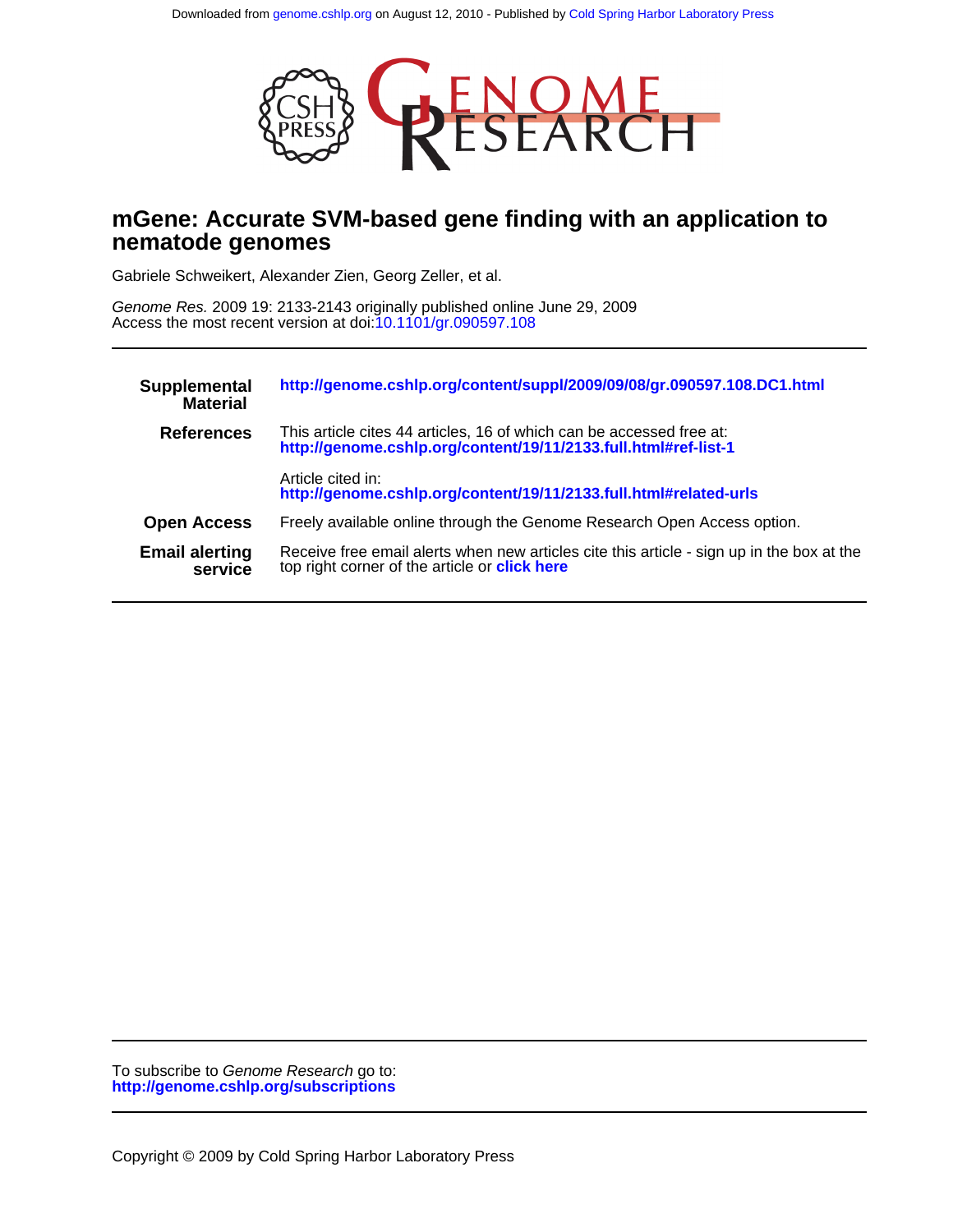Downloaded from genome.cshlp.org on August 12, 2010 - Published by Cold Spring Harbor Laboratory Press

# mGene: Accurate SVM-based gene finding with an application to nematode genomes

Gabriele Schweikert, Alexander Zien, Georg Zeller, et al.

*Genome Res.* 2009 19: 2133-2143 originally published online June 29, 2009
Access the most recent version at doi:10.1101/gr.090597.108

| | |
|---|---|
| **Supplemental Material** | **http://genome.cshlp.org/content/suppl/2009/09/08/gr.090597.108.DC1.html** |
| **References** | This article cites 44 articles, 16 of which can be accessed free at: **http://genome.cshlp.org/content/19/11/2133.full.html#ref-list-1** |
| | Article cited in: **http://genome.cshlp.org/content/19/11/2133.full.html#related-urls** |
| **Open Access** | Freely available online through the Genome Research Open Access option. |
| **Email alerting service** | Receive free email alerts when new articles cite this article - sign up in the box at the top right corner of the article or **click here** |

To subscribe to *Genome Research* go to:
**http://genome.cshlp.org/subscriptions**

Copyright © 2009 by Cold Spring Harbor Laboratory Press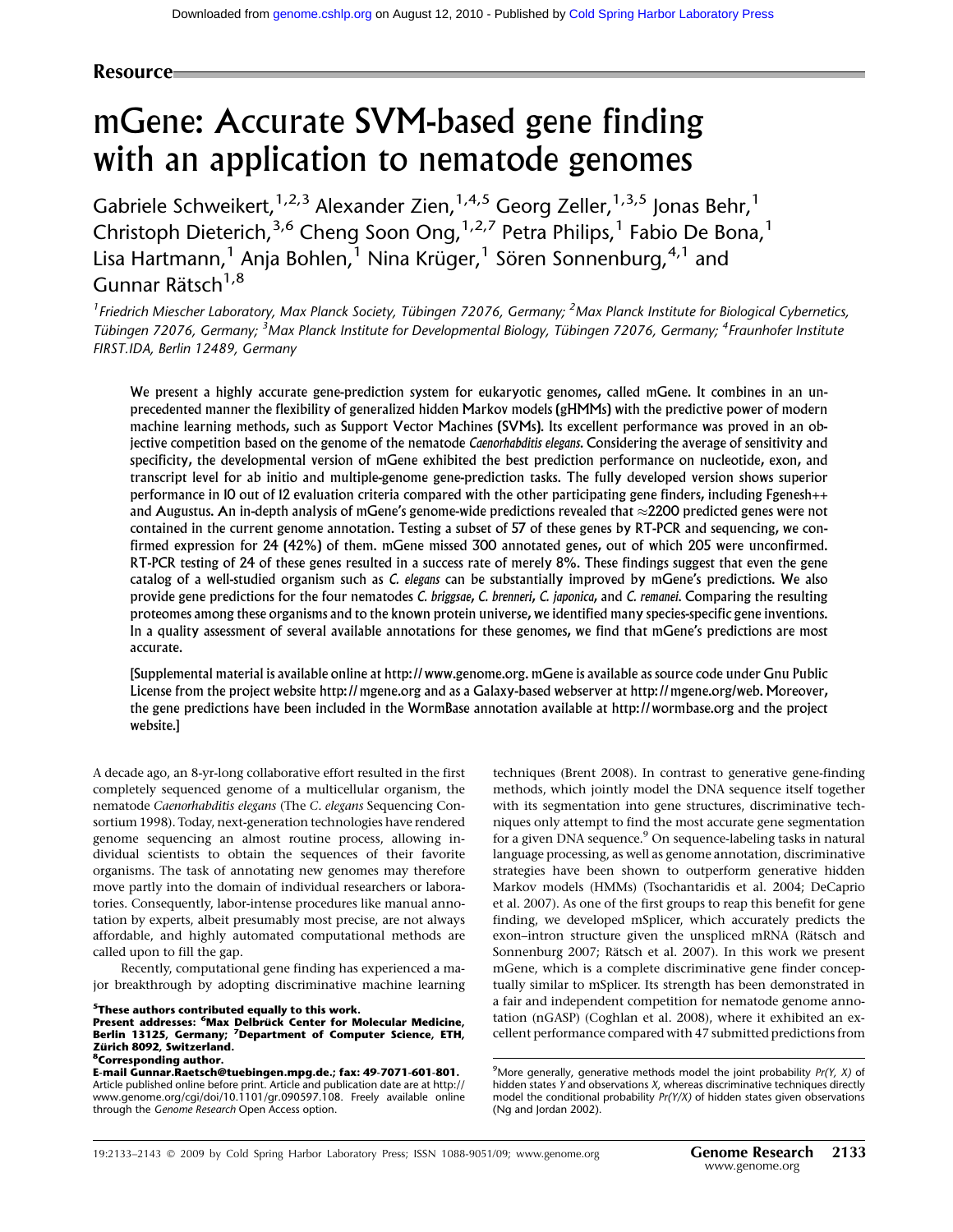## Resource

# mGene: Accurate SVM-based gene finding with an application to nematode genomes

Gabriele Schweikert,[1,2,3] Alexander Zien,[1,4,5] Georg Zeller,[1,3,5] Jonas Behr,[1] Christoph Dieterich,[3,6] Cheng Soon Ong,[1,2,7] Petra Philips,[1] Fabio De Bona,[1] Lisa Hartmann,[1] Anja Bohlen,[1] Nina Krüger,[1] Sören Sonnenburg,[4,1] and Gunnar Rätsch[1,8]

[1]Friedrich Miescher Laboratory, Max Planck Society, Tübingen 72076, Germany; [2]Max Planck Institute for Biological Cybernetics, Tübingen 72076, Germany; [3]Max Planck Institute for Developmental Biology, Tübingen 72076, Germany; [4]Fraunhofer Institute FIRST.IDA, Berlin 12489, Germany

**We present a highly accurate gene-prediction system for eukaryotic genomes, called mGene. It combines in an unprecedented manner the flexibility of generalized hidden Markov models (gHMMs) with the predictive power of modern machine learning methods, such as Support Vector Machines (SVMs). Its excellent performance was proved in an objective competition based on the genome of the nematode *Caenorhabditis elegans*. Considering the average of sensitivity and specificity, the developmental version of mGene exhibited the best prediction performance on nucleotide, exon, and transcript level for ab initio and multiple-genome gene-prediction tasks. The fully developed version shows superior performance in 10 out of 12 evaluation criteria compared with the other participating gene finders, including Fgenesh++ and Augustus. An in-depth analysis of mGene's genome-wide predictions revealed that ≈2200 predicted genes were not contained in the current genome annotation. Testing a subset of 57 of these genes by RT-PCR and sequencing, we confirmed expression for 24 (42%) of them. mGene missed 300 annotated genes, out of which 205 were unconfirmed. RT-PCR testing of 24 of these genes resulted in a success rate of merely 8%. These findings suggest that even the gene catalog of a well-studied organism such as *C. elegans* can be substantially improved by mGene's predictions. We also provide gene predictions for the four nematodes *C. briggsae*, *C. brenneri*, *C. japonica*, and *C. remanei*. Comparing the resulting proteomes among these organisms and to the known protein universe, we identified many species-specific gene inventions. In a quality assessment of several available annotations for these genomes, we find that mGene's predictions are most accurate.**

**[Supplemental material is available online at http://www.genome.org. mGene is available as source code under Gnu Public License from the project website http://mgene.org and as a Galaxy-based webserver at http://mgene.org/web. Moreover, the gene predictions have been included in the WormBase annotation available at http://wormbase.org and the project website.]**

A decade ago, an 8-yr-long collaborative effort resulted in the first completely sequenced genome of a multicellular organism, the nematode *Caenorhabditis elegans* (The *C. elegans* Sequencing Consortium 1998). Today, next-generation technologies have rendered genome sequencing an almost routine process, allowing individual scientists to obtain the sequences of their favorite organisms. The task of annotating new genomes may therefore move partly into the domain of individual researchers or laboratories. Consequently, labor-intense procedures like manual annotation by experts, albeit presumably most precise, are not always affordable, and highly automated computational methods are called upon to fill the gap.

Recently, computational gene finding has experienced a major breakthrough by adopting discriminative machine learning techniques (Brent 2008). In contrast to generative gene-finding methods, which jointly model the DNA sequence itself together with its segmentation into gene structures, discriminative techniques only attempt to find the most accurate gene segmentation for a given DNA sequence.[9] On sequence-labeling tasks in natural language processing, as well as genome annotation, discriminative strategies have been shown to outperform generative hidden Markov models (HMMs) (Tsochantaridis et al. 2004; DeCaprio et al. 2007). As one of the first groups to reap this benefit for gene finding, we developed mSplicer, which accurately predicts the exon–intron structure given the unspliced mRNA (Rätsch and Sonnenburg 2007; Rätsch et al. 2007). In this work we present mGene, which is a complete discriminative gene finder conceptually similar to mSplicer. Its strength has been demonstrated in a fair and independent competition for nematode genome annotation (nGASP) (Coghlan et al. 2008), where it exhibited an excellent performance compared with 47 submitted predictions from

[5]**These authors contributed equally to this work.**
**Present addresses:** [6]**Max Delbrück Center for Molecular Medicine, Berlin 13125, Germany;** [7]**Department of Computer Science, ETH, Zürich 8092, Switzerland.**
[8]**Corresponding author.**
**E-mail Gunnar.Raetsch@tuebingen.mpg.de.; fax: 49-7071-601-801.**
Article published online before print. Article and publication date are at http://www.genome.org/cgi/doi/10.1101/gr.090597.108. Freely available online through the *Genome Research* Open Access option.

[9]More generally, generative methods model the joint probability *Pr(Y, X)* of hidden states *Y* and observations *X*, whereas discriminative techniques directly model the conditional probability *Pr(Y/X)* of hidden states given observations (Ng and Jordan 2002).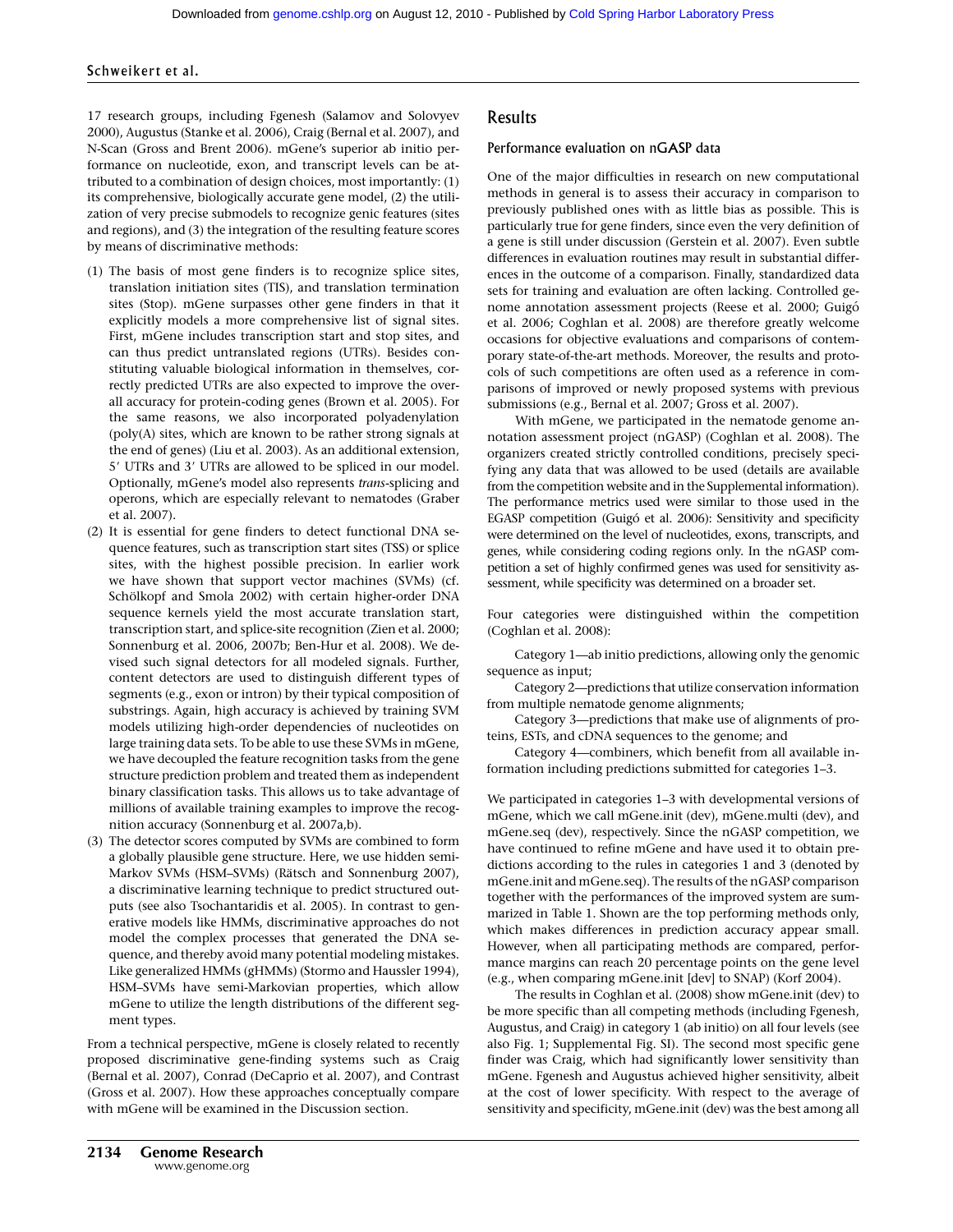17 research groups, including Fgenesh (Salamov and Solovyev 2000), Augustus (Stanke et al. 2006), Craig (Bernal et al. 2007), and N-Scan (Gross and Brent 2006). mGene's superior ab initio performance on nucleotide, exon, and transcript levels can be attributed to a combination of design choices, most importantly: (1) its comprehensive, biologically accurate gene model, (2) the utilization of very precise submodels to recognize genic features (sites and regions), and (3) the integration of the resulting feature scores by means of discriminative methods:

(1) The basis of most gene finders is to recognize splice sites, translation initiation sites (TIS), and translation termination sites (Stop). mGene surpasses other gene finders in that it explicitly models a more comprehensive list of signal sites. First, mGene includes transcription start and stop sites, and can thus predict untranslated regions (UTRs). Besides constituting valuable biological information in themselves, correctly predicted UTRs are also expected to improve the overall accuracy for protein-coding genes (Brown et al. 2005). For the same reasons, we also incorporated polyadenylation (poly(A) sites, which are known to be rather strong signals at the end of genes) (Liu et al. 2003). As an additional extension, 5′ UTRs and 3′ UTRs are allowed to be spliced in our model. Optionally, mGene's model also represents *trans*-splicing and operons, which are especially relevant to nematodes (Graber et al. 2007).

(2) It is essential for gene finders to detect functional DNA sequence features, such as transcription start sites (TSS) or splice sites, with the highest possible precision. In earlier work we have shown that support vector machines (SVMs) (cf. Schölkopf and Smola 2002) with certain higher-order DNA sequence kernels yield the most accurate translation start, transcription start, and splice-site recognition (Zien et al. 2000; Sonnenburg et al. 2006, 2007b; Ben-Hur et al. 2008). We devised such signal detectors for all modeled signals. Further, content detectors are used to distinguish different types of segments (e.g., exon or intron) by their typical composition of substrings. Again, high accuracy is achieved by training SVM models utilizing high-order dependencies of nucleotides on large training data sets. To be able to use these SVMs in mGene, we have decoupled the feature recognition tasks from the gene structure prediction problem and treated them as independent binary classification tasks. This allows us to take advantage of millions of available training examples to improve the recognition accuracy (Sonnenburg et al. 2007a,b).

(3) The detector scores computed by SVMs are combined to form a globally plausible gene structure. Here, we use hidden semi-Markov SVMs (HSM–SVMs) (Rätsch and Sonnenburg 2007), a discriminative learning technique to predict structured outputs (see also Tsochantaridis et al. 2005). In contrast to generative models like HMMs, discriminative approaches do not model the complex processes that generated the DNA sequence, and thereby avoid many potential modeling mistakes. Like generalized HMMs (gHMMs) (Stormo and Haussler 1994), HSM–SVMs have semi-Markovian properties, which allow mGene to utilize the length distributions of the different segment types.

From a technical perspective, mGene is closely related to recently proposed discriminative gene-finding systems such as Craig (Bernal et al. 2007), Conrad (DeCaprio et al. 2007), and Contrast (Gross et al. 2007). How these approaches conceptually compare with mGene will be examined in the Discussion section.

## Results

### Performance evaluation on nGASP data

One of the major difficulties in research on new computational methods in general is to assess their accuracy in comparison to previously published ones with as little bias as possible. This is particularly true for gene finders, since even the very definition of a gene is still under discussion (Gerstein et al. 2007). Even subtle differences in evaluation routines may result in substantial differences in the outcome of a comparison. Finally, standardized data sets for training and evaluation are often lacking. Controlled genome annotation assessment projects (Reese et al. 2000; Guigó et al. 2006; Coghlan et al. 2008) are therefore greatly welcome occasions for objective evaluations and comparisons of contemporary state-of-the-art methods. Moreover, the results and protocols of such competitions are often used as a reference in comparisons of improved or newly proposed systems with previous submissions (e.g., Bernal et al. 2007; Gross et al. 2007).

With mGene, we participated in the nematode genome annotation assessment project (nGASP) (Coghlan et al. 2008). The organizers created strictly controlled conditions, precisely specifying any data that was allowed to be used (details are available from the competition website and in the Supplemental information). The performance metrics used were similar to those used in the EGASP competition (Guigó et al. 2006): Sensitivity and specificity were determined on the level of nucleotides, exons, transcripts, and genes, while considering coding regions only. In the nGASP competition a set of highly confirmed genes was used for sensitivity assessment, while specificity was determined on a broader set.

Four categories were distinguished within the competition (Coghlan et al. 2008):

Category 1—ab initio predictions, allowing only the genomic sequence as input;

Category 2—predictions that utilize conservation information from multiple nematode genome alignments;

Category 3—predictions that make use of alignments of proteins, ESTs, and cDNA sequences to the genome; and

Category 4—combiners, which benefit from all available information including predictions submitted for categories 1–3.

We participated in categories 1–3 with developmental versions of mGene, which we call mGene.init (dev), mGene.multi (dev), and mGene.seq (dev), respectively. Since the nGASP competition, we have continued to refine mGene and have used it to obtain predictions according to the rules in categories 1 and 3 (denoted by mGene.init and mGene.seq). The results of the nGASP comparison together with the performances of the improved system are summarized in Table 1. Shown are the top performing methods only, which makes differences in prediction accuracy appear small. However, when all participating methods are compared, performance margins can reach 20 percentage points on the gene level (e.g., when comparing mGene.init [dev] to SNAP) (Korf 2004).

The results in Coghlan et al. (2008) show mGene.init (dev) to be more specific than all competing methods (including Fgenesh, Augustus, and Craig) in category 1 (ab initio) on all four levels (see also Fig. 1; Supplemental Fig. SI). The second most specific gene finder was Craig, which had significantly lower sensitivity than mGene. Fgenesh and Augustus achieved higher sensitivity, albeit at the cost of lower specificity. With respect to the average of sensitivity and specificity, mGene.init (dev) was the best among all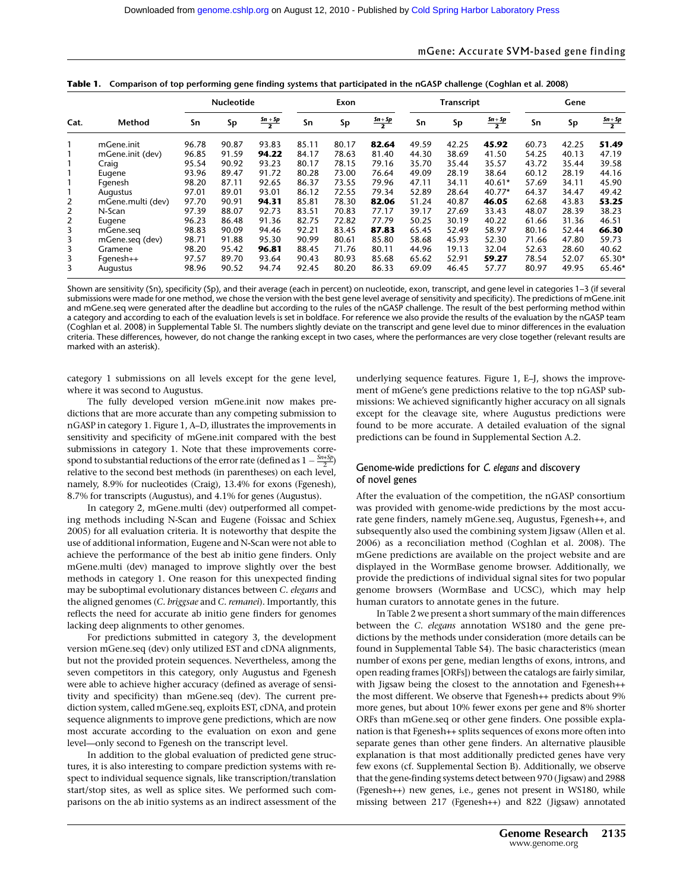**Table 1.** Comparison of top performing gene finding systems that participated in the nGASP challenge (Coghlan et al. 2008)

| Cat. | Method | Nucleotide | | | Exon | | | Transcript | | | Gene | | |
|---|---|---|---|---|---|---|---|---|---|---|---|---|---|
| | | Sn | Sp | $\frac{Sn+Sp}{2}$ | Sn | Sp | $\frac{Sn+Sp}{2}$ | Sn | Sp | $\frac{Sn+Sp}{2}$ | Sn | Sp | $\frac{Sn+Sp}{2}$ |
| 1 | mGene.init | 96.78 | 90.87 | 93.83 | 85.11 | 80.17 | **82.64** | 49.59 | 42.25 | **45.92** | 60.73 | 42.25 | **51.49** |
| 1 | mGene.init (dev) | 96.85 | 91.59 | **94.22** | 84.17 | 78.63 | 81.40 | 44.30 | 38.69 | 41.50 | 54.25 | 40.13 | 47.19 |
| 1 | Craig | 95.54 | 90.92 | 93.23 | 80.17 | 78.15 | 79.16 | 35.70 | 35.44 | 35.57 | 43.72 | 35.44 | 39.58 |
| 1 | Eugene | 93.96 | 89.47 | 91.72 | 80.28 | 73.00 | 76.64 | 49.09 | 28.19 | 38.64 | 60.12 | 28.19 | 44.16 |
| 1 | Fgenesh | 98.20 | 87.11 | 92.65 | 86.37 | 73.55 | 79.96 | 47.11 | 34.11 | 40.61* | 57.69 | 34.11 | 45.90 |
| 1 | Augustus | 97.01 | 89.01 | 93.01 | 86.12 | 72.55 | 79.34 | 52.89 | 28.64 | 40.77* | 64.37 | 34.47 | 49.42 |
| 2 | mGene.multi (dev) | 97.70 | 90.91 | **94.31** | 85.81 | 78.30 | **82.06** | 51.24 | 40.87 | **46.05** | 62.68 | 43.83 | **53.25** |
| 2 | N-Scan | 97.39 | 88.07 | 92.73 | 83.51 | 70.83 | 77.17 | 39.17 | 27.69 | 33.43 | 48.07 | 28.39 | 38.23 |
| 2 | Eugene | 96.23 | 86.48 | 91.36 | 82.75 | 72.82 | 77.79 | 50.25 | 30.19 | 40.22 | 61.66 | 31.36 | 46.51 |
| 3 | mGene.seq | 98.83 | 90.09 | 94.46 | 92.21 | 83.45 | **87.83** | 65.45 | 52.49 | 58.97 | 80.16 | 52.44 | **66.30** |
| 3 | mGene.seq (dev) | 98.71 | 91.88 | 95.30 | 90.99 | 80.61 | 85.80 | 58.68 | 45.93 | 52.30 | 71.66 | 47.80 | 59.73 |
| 3 | Gramene | 98.20 | 95.42 | **96.81** | 88.45 | 71.76 | 80.11 | 44.96 | 19.13 | 32.04 | 52.63 | 28.60 | 40.62 |
| 3 | Fgenesh++ | 97.57 | 89.70 | 93.64 | 90.43 | 80.93 | 85.68 | 65.62 | 52.91 | **59.27** | 78.54 | 52.07 | 65.30* |
| 3 | Augustus | 98.96 | 90.52 | 94.74 | 92.45 | 80.20 | 86.33 | 69.09 | 46.45 | 57.77 | 80.97 | 49.95 | 65.46* |

Shown are sensitivity (Sn), specificity (Sp), and their average (each in percent) on nucleotide, exon, transcript, and gene level in categories 1–3 (if several submissions were made for one method, we chose the version with the best gene level average of sensitivity and specificity). The predictions of mGene.init and mGene.seq were generated after the deadline but according to the rules of the nGASP challenge. The result of the best performing method within a category and according to each of the evaluation levels is set in boldface. For reference we also provide the results of the evaluation by the nGASP team (Coghlan et al. 2008) in Supplemental Table SI. The numbers slightly deviate on the transcript and gene level due to minor differences in the evaluation criteria. These differences, however, do not change the ranking except in two cases, where the performances are very close together (relevant results are marked with an asterisk).

category 1 submissions on all levels except for the gene level, where it was second to Augustus.

The fully developed version mGene.init now makes predictions that are more accurate than any competing submission to nGASP in category 1. Figure 1, A–D, illustrates the improvements in sensitivity and specificity of mGene.init compared with the best submissions in category 1. Note that these improvements correspond to substantial reductions of the error rate (defined as $1 - \frac{Sn+Sp}{2}$) relative to the second best methods (in parentheses) on each level, namely, 8.9% for nucleotides (Craig), 13.4% for exons (Fgenesh), 8.7% for transcripts (Augustus), and 4.1% for genes (Augustus).

In category 2, mGene.multi (dev) outperformed all competing methods including N-Scan and Eugene (Foissac and Schiex 2005) for all evaluation criteria. It is noteworthy that despite the use of additional information, Eugene and N-Scan were not able to achieve the performance of the best ab initio gene finders. Only mGene.multi (dev) managed to improve slightly over the best methods in category 1. One reason for this unexpected finding may be suboptimal evolutionary distances between *C. elegans* and the aligned genomes (*C. briggsae* and *C. remanei*). Importantly, this reflects the need for accurate ab initio gene finders for genomes lacking deep alignments to other genomes.

For predictions submitted in category 3, the development version mGene.seq (dev) only utilized EST and cDNA alignments, but not the provided protein sequences. Nevertheless, among the seven competitors in this category, only Augustus and Fgenesh were able to achieve higher accuracy (defined as average of sensitivity and specificity) than mGene.seq (dev). The current prediction system, called mGene.seq, exploits EST, cDNA, and protein sequence alignments to improve gene predictions, which are now most accurate according to the evaluation on exon and gene level—only second to Fgenesh on the transcript level.

In addition to the global evaluation of predicted gene structures, it is also interesting to compare prediction systems with respect to individual sequence signals, like transcription/translation start/stop sites, as well as splice sites. We performed such comparisons on the ab initio systems as an indirect assessment of the underlying sequence features. Figure 1, E–J, shows the improvement of mGene's gene predictions relative to the top nGASP submissions: We achieved significantly higher accuracy on all signals except for the cleavage site, where Augustus predictions were found to be more accurate. A detailed evaluation of the signal predictions can be found in Supplemental Section A.2.

### Genome-wide predictions for *C. elegans* and discovery of novel genes

After the evaluation of the competition, the nGASP consortium was provided with genome-wide predictions by the most accurate gene finders, namely mGene.seq, Augustus, Fgenesh++, and subsequently also used the combining system Jigsaw (Allen et al. 2006) as a reconciliation method (Coghlan et al. 2008). The mGene predictions are available on the project website and are displayed in the WormBase genome browser. Additionally, we provide the predictions of individual signal sites for two popular genome browsers (WormBase and UCSC), which may help human curators to annotate genes in the future.

In Table 2 we present a short summary of the main differences between the *C. elegans* annotation WS180 and the gene predictions by the methods under consideration (more details can be found in Supplemental Table S4). The basic characteristics (mean number of exons per gene, median lengths of exons, introns, and open reading frames [ORFs]) between the catalogs are fairly similar, with Jigsaw being the closest to the annotation and Fgenesh++ the most different. We observe that Fgenesh++ predicts about 9% more genes, but about 10% fewer exons per gene and 8% shorter ORFs than mGene.seq or other gene finders. One possible explanation is that Fgenesh++ splits sequences of exons more often into separate genes than other gene finders. An alternative plausible explanation is that most additionally predicted genes have very few exons (cf. Supplemental Section B). Additionally, we observe that the gene-finding systems detect between 970 (Jigsaw) and 2988 (Fgenesh++) new genes, i.e., genes not present in WS180, while missing between 217 (Fgenesh++) and 822 (Jigsaw) annotated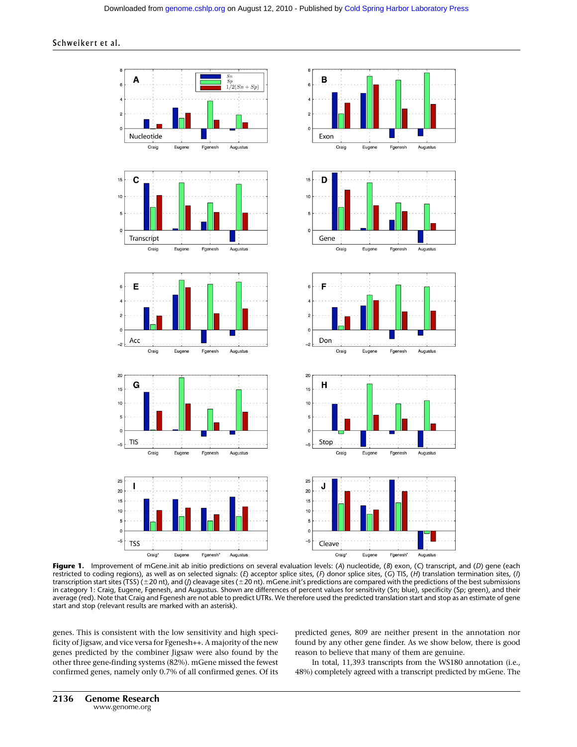**Figure 1.** Improvement of mGene.init ab initio predictions on several evaluation levels: (*A*) nucleotide, (*B*) exon, (*C*) transcript, and (*D*) gene (each restricted to coding regions), as well as on selected signals: (*E*) acceptor splice sites, (*F*) donor splice sites, (*G*) TIS, (*H*) translation termination sites, (*I*) transcription start sites (TSS) (±20 nt), and (*J*) cleavage sites (±20 nt). mGene.init's predictions are compared with the predictions of the best submissions in category 1: Craig, Eugene, Fgenesh, and Augustus. Shown are differences of percent values for sensitivity (Sn; blue), specificity (Sp; green), and their average (red). Note that Craig and Fgenesh are not able to predict UTRs. We therefore used the predicted translation start and stop as an estimate of gene start and stop (relevant results are marked with an asterisk).

genes. This is consistent with the low sensitivity and high specificity of Jigsaw, and vice versa for Fgenesh++. A majority of the new genes predicted by the combiner Jigsaw were also found by the other three gene-finding systems (82%). mGene missed the fewest confirmed genes, namely only 0.7% of all confirmed genes. Of its predicted genes, 809 are neither present in the annotation nor found by any other gene finder. As we show below, there is good reason to believe that many of them are genuine.

In total, 11,393 transcripts from the WS180 annotation (i.e., 48%) completely agreed with a transcript predicted by mGene. The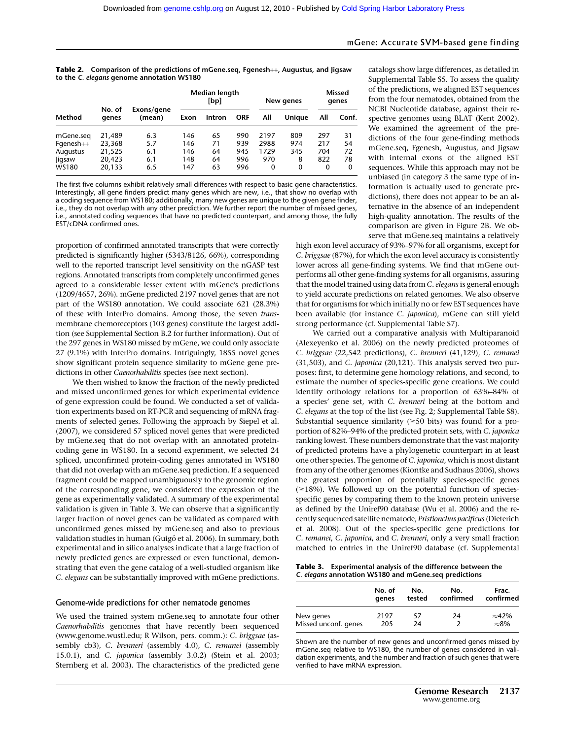**Table 2.** Comparison of the predictions of mGene.seq, Fgenesh++, Augustus, and Jigsaw to the *C. elegans* genome annotation WS180

| Method | No. of genes | Exons/gene (mean) | Median length [bp] | | | New genes | | Missed genes | |
|---|---|---|---|---|---|---|---|---|---|
| | | | Exon | Intron | ORF | All | Unique | All | Conf. |
| mGene.seq | 21,489 | 6.3 | 146 | 65 | 990 | 2197 | 809 | 297 | 31 |
| Fgenesh++ | 23,368 | 5.7 | 146 | 71 | 939 | 2988 | 974 | 217 | 54 |
| Augustus | 21,525 | 6.1 | 146 | 64 | 945 | 1729 | 345 | 704 | 72 |
| Jigsaw | 20,423 | 6.1 | 148 | 64 | 996 | 970 | 8 | 822 | 78 |
| WS180 | 20,133 | 6.5 | 147 | 63 | 996 | 0 | 0 | 0 | 0 |

The first five columns exhibit relatively small differences with respect to basic gene characteristics. Interestingly, all gene finders predict many genes which are new, i.e., that show no overlap with a coding sequence from WS180; additionally, many new genes are unique to the given gene finder, i.e., they do not overlap with any other prediction. We further report the number of missed genes, i.e., annotated coding sequences that have no predicted counterpart, and among those, the fully EST/cDNA confirmed ones.

proportion of confirmed annotated transcripts that were correctly predicted is significantly higher (5343/8126, 66%), corresponding well to the reported transcript level sensitivity on the nGASP test regions. Annotated transcripts from completely unconfirmed genes agreed to a considerable lesser extent with mGene's predictions (1209/4657, 26%). mGene predicted 2197 novel genes that are not part of the WS180 annotation. We could associate 621 (28.3%) of these with InterPro domains. Among those, the seven *trans*-membrane chemoreceptors (103 genes) constitute the largest addition (see Supplemental Section B.2 for further information). Out of the 297 genes in WS180 missed by mGene, we could only associate 27 (9.1%) with InterPro domains. Intriguingly, 1855 novel genes show significant protein sequence similarity to mGene gene predictions in other *Caenorhabditis* species (see next section).

We then wished to know the fraction of the newly predicted and missed unconfirmed genes for which experimental evidence of gene expression could be found. We conducted a set of validation experiments based on RT-PCR and sequencing of mRNA fragments of selected genes. Following the approach by Siepel et al. (2007), we considered 57 spliced novel genes that were predicted by mGene.seq that do not overlap with an annotated protein-coding gene in WS180. In a second experiment, we selected 24 spliced, unconfirmed protein-coding genes annotated in WS180 that did not overlap with an mGene.seq prediction. If a sequenced fragment could be mapped unambiguously to the genomic region of the corresponding gene, we considered the expression of the gene as experimentally validated. A summary of the experimental validation is given in Table 3. We can observe that a significantly larger fraction of novel genes can be validated as compared with unconfirmed genes missed by mGene.seq and also to previous validation studies in human (Guigó et al. 2006). In summary, both experimental and in silico analyses indicate that a large fraction of newly predicted genes are expressed or even functional, demonstrating that even the gene catalog of a well-studied organism like *C. elegans* can be substantially improved with mGene predictions.

## Genome-wide predictions for other nematode genomes

We used the trained system mGene.seq to annotate four other *Caenorhabditis* genomes that have recently been sequenced (www.genome.wustl.edu; R Wilson, pers. comm.): *C. briggsae* (assembly cb3), *C. brenneri* (assembly 4.0), *C. remanei* (assembly 15.0.1), and *C. japonica* (assembly 3.0.2) (Stein et al. 2003; Sternberg et al. 2003). The characteristics of the predicted gene catalogs show large differences, as detailed in Supplemental Table S5. To assess the quality of the predictions, we aligned EST sequences from the four nematodes, obtained from the NCBI Nucleotide database, against their respective genomes using BLAT (Kent 2002). We examined the agreement of the predictions of the four gene-finding methods mGene.seq, Fgenesh, Augustus, and Jigsaw with internal exons of the aligned EST sequences. While this approach may not be unbiased (in category 3 the same type of information is actually used to generate predictions), there does not appear to be an alternative in the absence of an independent high-quality annotation. The results of the comparison are given in Figure 2B. We observe that mGene.seq maintains a relatively high exon level accuracy of 93%–97% for all organisms, except for *C. briggsae* (87%), for which the exon level accuracy is consistently lower across all gene-finding systems. We find that mGene outperforms all other gene-finding systems for all organisms, assuring that the model trained using data from *C. elegans* is general enough to yield accurate predictions on related genomes. We also observe that for organisms for which initially no or few EST sequences have been available (for instance *C. japonica*), mGene can still yield strong performance (cf. Supplemental Table S7).

We carried out a comparative analysis with Multiparanoid (Alexeyenko et al. 2006) on the newly predicted proteomes of *C. briggsae* (22,542 predictions), *C. brenneri* (41,129), *C. remanei* (31,503), and *C. japonica* (20,121). This analysis served two purposes: first, to determine gene homology relations, and second, to estimate the number of species-specific gene creations. We could identify orthology relations for a proportion of 63%–84% of a species' gene set, with *C. brenneri* being at the bottom and *C. elegans* at the top of the list (see Fig. 2; Supplemental Table S8). Substantial sequence similarity (≥50 bits) was found for a proportion of 82%–94% of the predicted protein sets, with *C. japonica* ranking lowest. These numbers demonstrate that the vast majority of predicted proteins have a phylogenetic counterpart in at least one other species. The genome of *C. japonica*, which is most distant from any of the other genomes (Kiontke and Sudhaus 2006), shows the greatest proportion of potentially species-specific genes (≥18%). We followed up on the potential function of species-specific genes by comparing them to the known protein universe as defined by the Uniref90 database (Wu et al. 2006) and the recently sequenced satellite nematode, *Pristionchus pacificus* (Dieterich et al. 2008). Out of the species-specific gene predictions for *C. remanei*, *C. japonica*, and *C. brenneri*, only a very small fraction matched to entries in the Uniref90 database (cf. Supplemental

**Table 3.** Experimental analysis of the difference between the *C. elegans* annotation WS180 and mGene.seq predictions

| | No. of genes | No. tested | No. confirmed | Frac. confirmed |
|---|---|---|---|---|
| New genes | 2197 | 57 | 24 | ≈42% |
| Missed unconf. genes | 205 | 24 | 2 | ≈8% |

Shown are the number of new genes and unconfirmed genes missed by mGene.seq relative to WS180, the number of genes considered in validation experiments, and the number and fraction of such genes that were verified to have mRNA expression.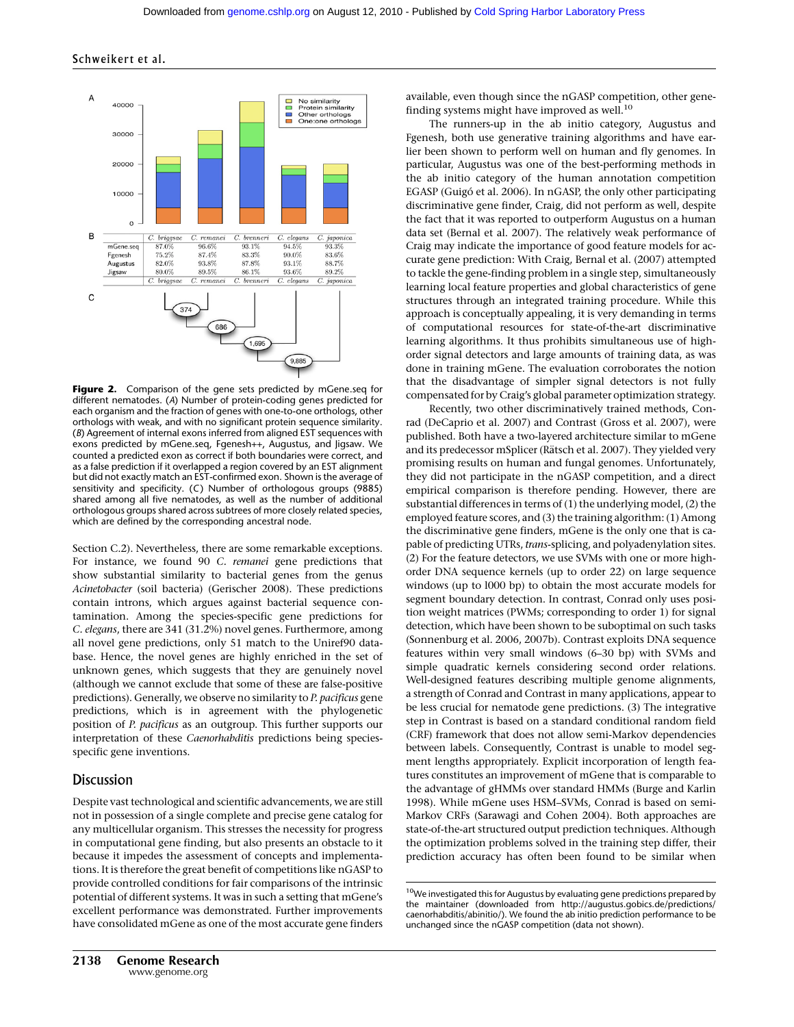| | *C. briggsae* | *C. remanei* | *C. brenneri* | *C. elegans* | *C. japonica* |
|---|---|---|---|---|---|
| mGene.seq | 87.0% | 96.6% | 93.1% | 94.5% | 93.3% |
| Fgenesh | 75.2% | 87.4% | 83.3% | 90.0% | 83.6% |
| Augustus | 82.0% | 93.8% | 87.8% | 93.1% | 88.7% |
| Jigsaw | 80.0% | 89.5% | 86.1% | 93.6% | 89.2% |

**Figure 2.** Comparison of the gene sets predicted by mGene.seq for different nematodes. (*A*) Number of protein-coding genes predicted for each organism and the fraction of genes with one-to-one orthologs, other orthologs with weak, and with no significant protein sequence similarity. (*B*) Agreement of internal exons inferred from aligned EST sequences with exons predicted by mGene.seq, Fgenesh++, Augustus, and Jigsaw. We counted a predicted exon as correct if both boundaries were correct, and as a false prediction if it overlapped a region covered by an EST alignment but did not exactly match an EST-confirmed exon. Shown is the average of sensitivity and specificity. (*C*) Number of orthologous groups (9885) shared among all five nematodes, as well as the number of additional orthologous groups shared across subtrees of more closely related species, which are defined by the corresponding ancestral node.

Section C.2). Nevertheless, there are some remarkable exceptions. For instance, we found 90 *C. remanei* gene predictions that show substantial similarity to bacterial genes from the genus *Acinetobacter* (soil bacteria) (Gerischer 2008). These predictions contain introns, which argues against bacterial sequence contamination. Among the species-specific gene predictions for *C. elegans*, there are 341 (31.2%) novel genes. Furthermore, among all novel gene predictions, only 51 match to the Uniref90 database. Hence, the novel genes are highly enriched in the set of unknown genes, which suggests that they are genuinely novel (although we cannot exclude that some of these are false-positive predictions). Generally, we observe no similarity to *P. pacificus* gene predictions, which is in agreement with the phylogenetic position of *P. pacificus* as an outgroup. This further supports our interpretation of these *Caenorhabditis* predictions being species-specific gene inventions.

## Discussion

Despite vast technological and scientific advancements, we are still not in possession of a single complete and precise gene catalog for any multicellular organism. This stresses the necessity for progress in computational gene finding, but also presents an obstacle to it because it impedes the assessment of concepts and implementations. It is therefore the great benefit of competitions like nGASP to provide controlled conditions for fair comparisons of the intrinsic potential of different systems. It was in such a setting that mGene's excellent performance was demonstrated. Further improvements have consolidated mGene as one of the most accurate gene finders available, even though since the nGASP competition, other gene-finding systems might have improved as well.[10]

The runners-up in the ab initio category, Augustus and Fgenesh, both use generative training algorithms and have earlier been shown to perform well on human and fly genomes. In particular, Augustus was one of the best-performing methods in the ab initio category of the human annotation competition EGASP (Guigó et al. 2006). In nGASP, the only other participating discriminative gene finder, Craig, did not perform as well, despite the fact that it was reported to outperform Augustus on a human data set (Bernal et al. 2007). The relatively weak performance of Craig may indicate the importance of good feature models for accurate gene prediction: With Craig, Bernal et al. (2007) attempted to tackle the gene-finding problem in a single step, simultaneously learning local feature properties and global characteristics of gene structures through an integrated training procedure. While this approach is conceptually appealing, it is very demanding in terms of computational resources for state-of-the-art discriminative learning algorithms. It thus prohibits simultaneous use of high-order signal detectors and large amounts of training data, as was done in training mGene. The evaluation corroborates the notion that the disadvantage of simpler signal detectors is not fully compensated for by Craig's global parameter optimization strategy.

Recently, two other discriminatively trained methods, Conrad (DeCaprio et al. 2007) and Contrast (Gross et al. 2007), were published. Both have a two-layered architecture similar to mGene and its predecessor mSplicer (Rätsch et al. 2007). They yielded very promising results on human and fungal genomes. Unfortunately, they did not participate in the nGASP competition, and a direct empirical comparison is therefore pending. However, there are substantial differences in terms of (1) the underlying model, (2) the employed feature scores, and (3) the training algorithm: (1) Among the discriminative gene finders, mGene is the only one that is capable of predicting UTRs, *trans*-splicing, and polyadenylation sites. (2) For the feature detectors, we use SVMs with one or more high-order DNA sequence kernels (up to order 22) on large sequence windows (up to 1000 bp) to obtain the most accurate models for segment boundary detection. In contrast, Conrad only uses position weight matrices (PWMs; corresponding to order 1) for signal detection, which have been shown to be suboptimal on such tasks (Sonnenburg et al. 2006, 2007b). Contrast exploits DNA sequence features within very small windows (6–30 bp) with SVMs and simple quadratic kernels considering second order relations. Well-designed features describing multiple genome alignments, a strength of Conrad and Contrast in many applications, appear to be less crucial for nematode gene predictions. (3) The integrative step in Contrast is based on a standard conditional random field (CRF) framework that does not allow semi-Markov dependencies between labels. Consequently, Contrast is unable to model segment lengths appropriately. Explicit incorporation of length features constitutes an improvement of mGene that is comparable to the advantage of gHMMs over standard HMMs (Burge and Karlin 1998). While mGene uses HSM–SVMs, Conrad is based on semi-Markov CRFs (Sarawagi and Cohen 2004). Both approaches are state-of-the-art structured output prediction techniques. Although the optimization problems solved in the training step differ, their prediction accuracy has often been found to be similar when

[10] We investigated this for Augustus by evaluating gene predictions prepared by the maintainer (downloaded from http://augustus.gobics.de/predictions/caenorhabditis/abinitio/). We found the ab initio prediction performance to be unchanged since the nGASP competition (data not shown).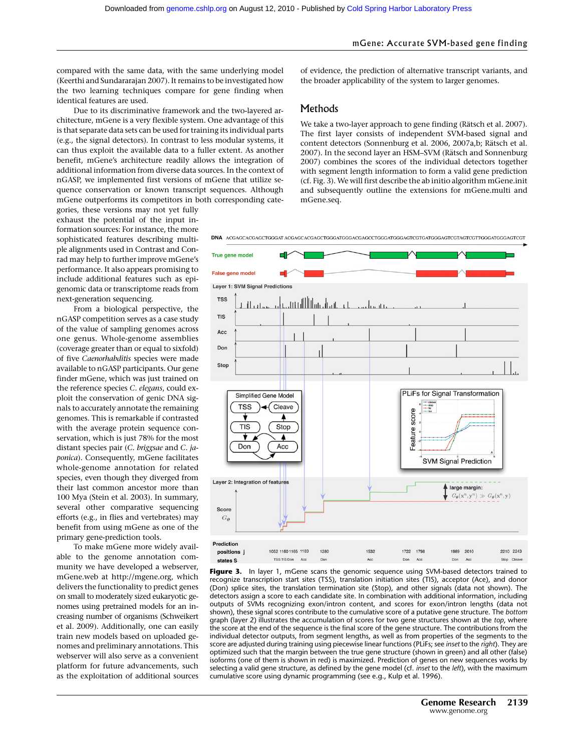compared with the same data, with the same underlying model (Keerthi and Sundararajan 2007). It remains to be investigated how the two learning techniques compare for gene finding when identical features are used.

Due to its discriminative framework and the two-layered architecture, mGene is a very flexible system. One advantage of this is that separate data sets can be used for training its individual parts (e.g., the signal detectors). In contrast to less modular systems, it can thus exploit the available data to a fuller extent. As another benefit, mGene's architecture readily allows the integration of additional information from diverse data sources. In the context of nGASP, we implemented first versions of mGene that utilize sequence conservation or known transcript sequences. Although mGene outperforms its competitors in both corresponding categories, these versions may not yet fully exhaust the potential of the input information sources: For instance, the more sophisticated features describing multiple alignments used in Contrast and Conrad may help to further improve mGene's performance. It also appears promising to include additional features such as epigenomic data or transcriptome reads from next-generation sequencing.

From a biological perspective, the nGASP competition serves as a case study of the value of sampling genomes across one genus. Whole-genome assemblies (coverage greater than or equal to sixfold) of five *Caenorhabditis* species were made available to nGASP participants. Our gene finder mGene, which was just trained on the reference species *C. elegans*, could exploit the conservation of genic DNA signals to accurately annotate the remaining genomes. This is remarkable if contrasted with the average protein sequence conservation, which is just 78% for the most distant species pair (*C. briggsae* and *C. japonica*). Consequently, mGene facilitates whole-genome annotation for related species, even though they diverged from their last common ancestor more than 100 Mya (Stein et al. 2003). In summary, several other comparative sequencing efforts (e.g., in flies and vertebrates) may benefit from using mGene as one of the primary gene-prediction tools.

To make mGene more widely available to the genome annotation community we have developed a webserver, mGene.web at http://mgene.org, which delivers the functionality to predict genes on small to moderately sized eukaryotic genomes using pretrained models for an increasing number of organisms (Schweikert et al. 2009). Additionally, one can easily train new models based on uploaded genomes and preliminary annotations. This webserver will also serve as a convenient platform for future advancements, such as the exploitation of additional sources of evidence, the prediction of alternative transcript variants, and the broader applicability of the system to larger genomes.

## Methods

We take a two-layer approach to gene finding (Rätsch et al. 2007). The first layer consists of independent SVM-based signal and content detectors (Sonnenburg et al. 2006, 2007a,b; Rätsch et al. 2007). In the second layer an HSM–SVM (Rätsch and Sonnenburg 2007) combines the scores of the individual detectors together with segment length information to form a valid gene prediction (cf. Fig. 3). We will first describe the ab initio algorithm mGene.init and subsequently outline the extensions for mGene.multi and mGene.seq.

**Figure 3.** In layer 1, mGene scans the genomic sequence using SVM-based detectors trained to recognize transcription start sites (TSS), translation initiation sites (TIS), acceptor (Acc), and donor (Don) splice sites, the translation termination site (Stop), and other signals (data not shown). The detectors assign a score to each candidate site. In combination with additional information, including outputs of SVMs recognizing exon/intron content, and scores for exon/intron lengths (data not shown), these signal scores contribute to the cumulative score of a putative gene structure. The *bottom* graph (layer 2) illustrates the accumulation of scores for two gene structures shown at the *top*, where the score at the end of the sequence is the final score of the gene structure. The contributions from the individual detector outputs, from segment lengths, as well as from properties of the segments to the score are adjusted during training using piecewise linear functions (PLiFs; see *inset* to the *right*). They are optimized such that the margin between the true gene structure (shown in green) and all other (false) isoforms (one of them is shown in red) is maximized. Prediction of genes on new sequences works by selecting a valid gene structure, as defined by the gene model (cf. *inset* to the *left*), with the maximum cumulative score using dynamic programming (see e.g., Kulp et al. 1996).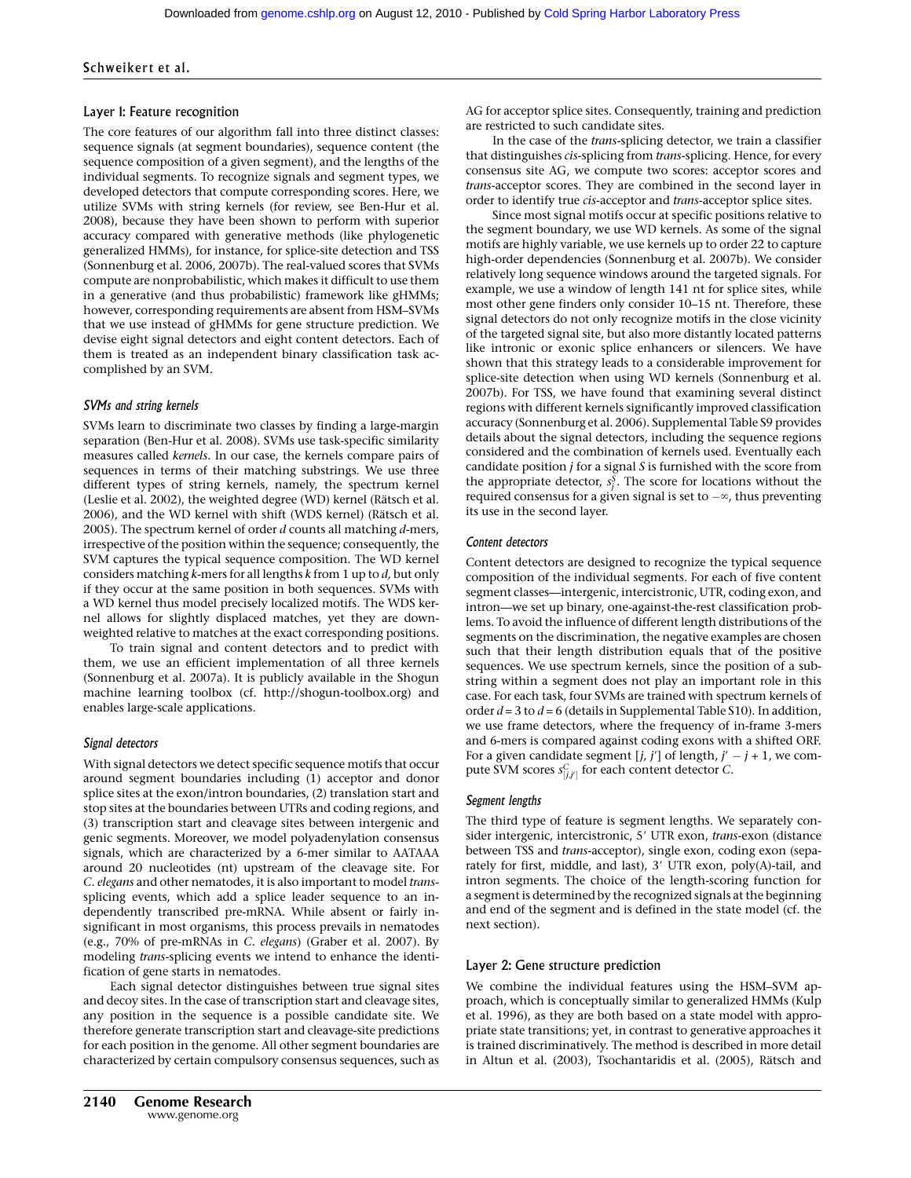### Layer I: Feature recognition

The core features of our algorithm fall into three distinct classes: sequence signals (at segment boundaries), sequence content (the sequence composition of a given segment), and the lengths of the individual segments. To recognize signals and segment types, we developed detectors that compute corresponding scores. Here, we utilize SVMs with string kernels (for review, see Ben-Hur et al. 2008), because they have been shown to perform with superior accuracy compared with generative methods (like phylogenetic generalized HMMs), for instance, for splice-site detection and TSS (Sonnenburg et al. 2006, 2007b). The real-valued scores that SVMs compute are nonprobabilistic, which makes it difficult to use them in a generative (and thus probabilistic) framework like gHMMs; however, corresponding requirements are absent from HSM–SVMs that we use instead of gHMMs for gene structure prediction. We devise eight signal detectors and eight content detectors. Each of them is treated as an independent binary classification task accomplished by an SVM.

#### *SVMs and string kernels*

SVMs learn to discriminate two classes by finding a large-margin separation (Ben-Hur et al. 2008). SVMs use task-specific similarity measures called *kernels*. In our case, the kernels compare pairs of sequences in terms of their matching substrings. We use three different types of string kernels, namely, the spectrum kernel (Leslie et al. 2002), the weighted degree (WD) kernel (Rätsch et al. 2006), and the WD kernel with shift (WDS kernel) (Rätsch et al. 2005). The spectrum kernel of order $d$ counts all matching $d$-mers, irrespective of the position within the sequence; consequently, the SVM captures the typical sequence composition. The WD kernel considers matching $k$-mers for all lengths $k$ from 1 up to $d$, but only if they occur at the same position in both sequences. SVMs with a WD kernel thus model precisely localized motifs. The WDS kernel allows for slightly displaced matches, yet they are downweighted relative to matches at the exact corresponding positions.

To train signal and content detectors and to predict with them, we use an efficient implementation of all three kernels (Sonnenburg et al. 2007a). It is publicly available in the Shogun machine learning toolbox (cf. http://shogun-toolbox.org) and enables large-scale applications.

#### *Signal detectors*

With signal detectors we detect specific sequence motifs that occur around segment boundaries including (1) acceptor and donor splice sites at the exon/intron boundaries, (2) translation start and stop sites at the boundaries between UTRs and coding regions, and (3) transcription start and cleavage sites between intergenic and genic segments. Moreover, we model polyadenylation consensus signals, which are characterized by a 6-mer similar to AATAAA around 20 nucleotides (nt) upstream of the cleavage site. For *C. elegans* and other nematodes, it is also important to model *trans*-splicing events, which add a splice leader sequence to an independently transcribed pre-mRNA. While absent or fairly insignificant in most organisms, this process prevails in nematodes (e.g., 70% of pre-mRNAs in *C. elegans*) (Graber et al. 2007). By modeling *trans*-splicing events we intend to enhance the identification of gene starts in nematodes.

Each signal detector distinguishes between true signal sites and decoy sites. In the case of transcription start and cleavage sites, any position in the sequence is a possible candidate site. We therefore generate transcription start and cleavage-site predictions for each position in the genome. All other segment boundaries are characterized by certain compulsory consensus sequences, such as AG for acceptor splice sites. Consequently, training and prediction are restricted to such candidate sites.

In the case of the *trans*-splicing detector, we train a classifier that distinguishes *cis*-splicing from *trans*-splicing. Hence, for every consensus site AG, we compute two scores: acceptor scores and *trans*-acceptor scores. They are combined in the second layer in order to identify true *cis*-acceptor and *trans*-acceptor splice sites.

Since most signal motifs occur at specific positions relative to the segment boundary, we use WD kernels. As some of the signal motifs are highly variable, we use kernels up to order 22 to capture high-order dependencies (Sonnenburg et al. 2007b). We consider relatively long sequence windows around the targeted signals. For example, we use a window of length 141 nt for splice sites, while most other gene finders only consider 10–15 nt. Therefore, these signal detectors do not only recognize motifs in the close vicinity of the targeted signal site, but also more distantly located patterns like intronic or exonic splice enhancers or silencers. We have shown that this strategy leads to a considerable improvement for splice-site detection when using WD kernels (Sonnenburg et al. 2007b). For TSS, we have found that examining several distinct regions with different kernels significantly improved classification accuracy (Sonnenburg et al. 2006). Supplemental Table S9 provides details about the signal detectors, including the sequence regions considered and the combination of kernels used. Eventually each candidate position $j$ for a signal $S$ is furnished with the score from the appropriate detector, $s_j^S$. The score for locations without the required consensus for a given signal is set to $-\infty$, thus preventing its use in the second layer.

#### *Content detectors*

Content detectors are designed to recognize the typical sequence composition of the individual segments. For each of five content segment classes—intergenic, intercistronic, UTR, coding exon, and intron—we set up binary, one-against-the-rest classification problems. To avoid the influence of different length distributions of the segments on the discrimination, the negative examples are chosen such that their length distribution equals that of the positive sequences. We use spectrum kernels, since the position of a substring within a segment does not play an important role in this case. For each task, four SVMs are trained with spectrum kernels of order $d = 3$ to $d = 6$ (details in Supplemental Table S10). In addition, we use frame detectors, where the frequency of in-frame 3-mers and 6-mers is compared against coding exons with a shifted ORF. For a given candidate segment $[j, j']$ of length, $j' - j + 1$, we compute SVM scores $s_{[j,j']}^C$ for each content detector $C$.

#### *Segment lengths*

The third type of feature is segment lengths. We separately consider intergenic, intercistronic, 5′ UTR exon, *trans*-exon (distance between TSS and *trans*-acceptor), single exon, coding exon (separately for first, middle, and last), 3′ UTR exon, poly(A)-tail, and intron segments. The choice of the length-scoring function for a segment is determined by the recognized signals at the beginning and end of the segment and is defined in the state model (cf. the next section).

### Layer 2: Gene structure prediction

We combine the individual features using the HSM–SVM approach, which is conceptually similar to generalized HMMs (Kulp et al. 1996), as they are both based on a state model with appropriate state transitions; yet, in contrast to generative approaches it is trained discriminatively. The method is described in more detail in Altun et al. (2003), Tsochantaridis et al. (2005), Rätsch and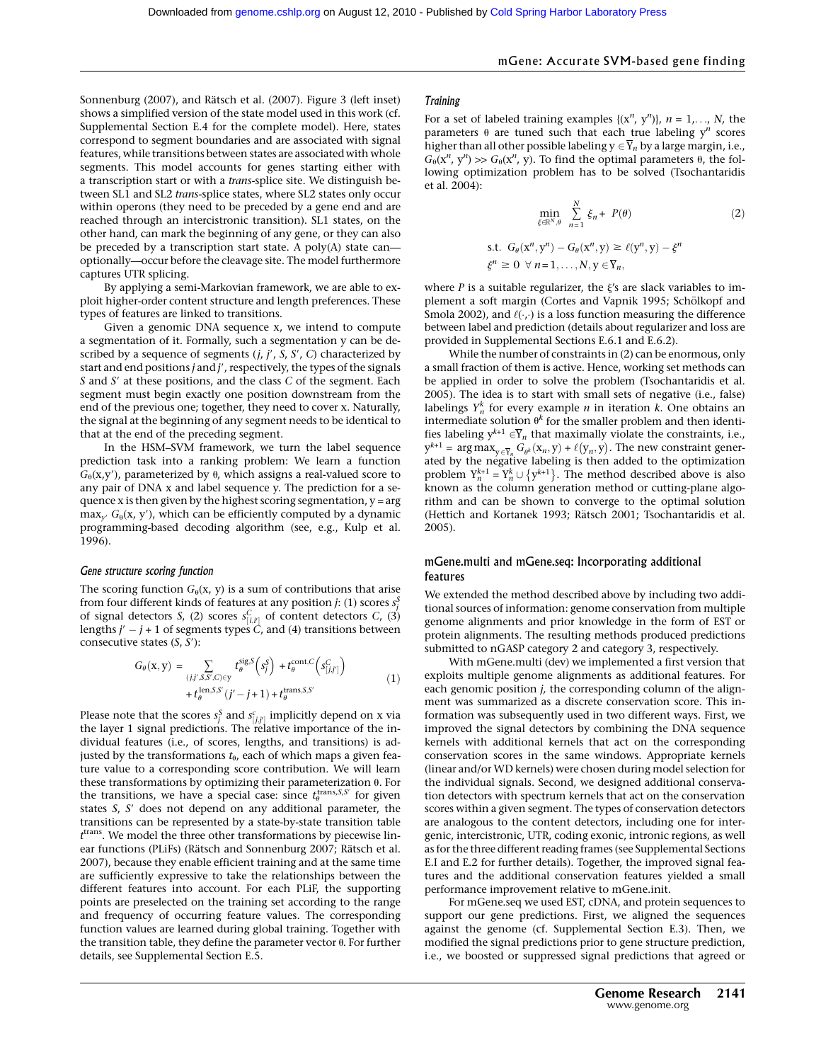Sonnenburg (2007), and Rätsch et al. (2007). Figure 3 (left inset) shows a simplified version of the state model used in this work (cf. Supplemental Section E.4 for the complete model). Here, states correspond to segment boundaries and are associated with signal features, while transitions between states are associated with whole segments. This model accounts for genes starting either with a transcription start or with a *trans*-splice site. We distinguish between SL1 and SL2 *trans*-splice states, where SL2 states only occur within operons (they need to be preceded by a gene end and are reached through an intercistronic transition). SL1 states, on the other hand, can mark the beginning of any gene, or they can also be preceded by a transcription start state. A poly(A) state can—optionally—occur before the cleavage site. The model furthermore captures UTR splicing.

By applying a semi-Markovian framework, we are able to exploit higher-order content structure and length preferences. These types of features are linked to transitions.

Given a genomic DNA sequence x, we intend to compute a segmentation of it. Formally, such a segmentation y can be described by a sequence of segments $(j, j', S, S', C)$ characterized by start and end positions $j$ and $j'$, respectively, the types of the signals $S$ and $S'$ at these positions, and the class $C$ of the segment. Each segment must begin exactly one position downstream from the end of the previous one; together, they need to cover x. Naturally, the signal at the beginning of any segment needs to be identical to that at the end of the preceding segment.

In the HSM–SVM framework, we turn the label sequence prediction task into a ranking problem: We learn a function $G_\theta(\mathrm{x},\mathrm{y}')$, parameterized by $\theta$, which assigns a real-valued score to any pair of DNA x and label sequence y. The prediction for a sequence x is then given by the highest scoring segmentation, $\mathrm{y} = \arg\max_{\mathrm{y}'} G_\theta(\mathrm{x}, \mathrm{y}')$, which can be efficiently computed by a dynamic programming-based decoding algorithm (see, e.g., Kulp et al. 1996).

### *Gene structure scoring function*

The scoring function $G_\theta(\mathrm{x}, \mathrm{y})$ is a sum of contributions that arise from four different kinds of features at any position $j$: (1) scores $s_j^S$ of signal detectors $S$, (2) scores $s_{[j,j']}^C$ of content detectors $C$, (3) lengths $j' - j + 1$ of segments types $C$, and (4) transitions between consecutive states $(S, S')$:

$$G_\theta(\mathrm{x},\mathrm{y}) = \sum_{(j,j',S,S',C)\in \mathrm{y}} t_\theta^{\mathrm{sig}.S}\left(s_j^S\right) + t_\theta^{\mathrm{cont}.C}\left(s_{[j,j']}^C\right) + t_\theta^{\mathrm{len}.S,S'}(j'-j+1) + t_\theta^{\mathrm{trans}.S,S'} \quad (1)$$

Please note that the scores $s_j^S$ and $s_{[j,j']}^c$ implicitly depend on x via the layer 1 signal predictions. The relative importance of the individual features (i.e., of scores, lengths, and transitions) is adjusted by the transformations $t_\theta$, each of which maps a given feature value to a corresponding score contribution. We will learn these transformations by optimizing their parameterization $\theta$. For the transitions, we have a special case: since $t_\theta^{\mathrm{trans},S,S'}$ for given states $S$, $S'$ does not depend on any additional parameter, the transitions can be represented by a state-by-state transition table $t^{\mathrm{trans}}$. We model the three other transformations by piecewise linear functions (PLiFs) (Rätsch and Sonnenburg 2007; Rätsch et al. 2007), because they enable efficient training and at the same time are sufficiently expressive to take the relationships between the different features into account. For each PLiF, the supporting points are preselected on the training set according to the range and frequency of occurring feature values. The corresponding function values are learned during global training. Together with the transition table, they define the parameter vector $\theta$. For further details, see Supplemental Section E.5.

### *Training*

For a set of labeled training examples $[(\mathrm{x}^n, \mathrm{y}^n)]$, $n = 1,\ldots, N$, the parameters $\theta$ are tuned such that each true labeling $\mathrm{y}^n$ scores higher than all other possible labeling $\mathrm{y} \in \overline{\mathrm{Y}}_n$ by a large margin, i.e., $G_\theta(\mathrm{x}^n, \mathrm{y}^n) >> G_\theta(\mathrm{x}^n, \mathrm{y})$. To find the optimal parameters $\theta$, the following optimization problem has to be solved (Tsochantaridis et al. 2004):

$$\min_{\xi\in\mathbb{R}^N,\theta} \sum_{n=1}^{N} \xi_n + P(\theta) \quad (2)$$

$$\text{s.t. } G_\theta(\mathrm{x}^n,\mathrm{y}^n) - G_\theta(\mathrm{x}^n,\mathrm{y}) \geq \ell(\mathrm{y}^n,\mathrm{y}) - \xi^n$$
$$\xi^n \geq 0 \;\; \forall\, n = 1,\ldots,N, \mathrm{y} \in \overline{\mathrm{Y}}_n,$$

where $P$ is a suitable regularizer, the $\xi$'s are slack variables to implement a soft margin (Cortes and Vapnik 1995; Schölkopf and Smola 2002), and $\ell(\cdot,\cdot)$ is a loss function measuring the difference between label and prediction (details about regularizer and loss are provided in Supplemental Sections E.6.1 and E.6.2).

While the number of constraints in (2) can be enormous, only a small fraction of them is active. Hence, working set methods can be applied in order to solve the problem (Tsochantaridis et al. 2005). The idea is to start with small sets of negative (i.e., false) labelings $Y_n^k$ for every example $n$ in iteration $k$. One obtains an intermediate solution $\theta^k$ for the smaller problem and then identifies labeling $\mathrm{y}^{k+1} \in \overline{\mathrm{Y}}_n$ that maximally violate the constraints, i.e., $\mathrm{y}^{k+1} = \arg\max_{\mathrm{y}\in\overline{\mathrm{Y}}_n} G_{\theta^k}(\mathrm{x}_n, \mathrm{y}) + \ell(\mathrm{y}_n, \mathrm{y})$. The new constraint generated by the negative labeling is then added to the optimization problem $\mathrm{Y}_n^{k+1} = \mathrm{Y}_n^k \cup \{\mathrm{y}^{k+1}\}$. The method described above is also known as the column generation method or cutting-plane algorithm and can be shown to converge to the optimal solution (Hettich and Kortanek 1993; Rätsch 2001; Tsochantaridis et al. 2005).

### mGene.multi and mGene.seq: Incorporating additional features

We extended the method described above by including two additional sources of information: genome conservation from multiple genome alignments and prior knowledge in the form of EST or protein alignments. The resulting methods produced predictions submitted to nGASP category 2 and category 3, respectively.

With mGene.multi (dev) we implemented a first version that exploits multiple genome alignments as additional features. For each genomic position $j$, the corresponding column of the alignment was summarized as a discrete conservation score. This information was subsequently used in two different ways. First, we improved the signal detectors by combining the DNA sequence kernels with additional kernels that act on the corresponding conservation scores in the same windows. Appropriate kernels (linear and/or WD kernels) were chosen during model selection for the individual signals. Second, we designed additional conservation detectors with spectrum kernels that act on the conservation scores within a given segment. The types of conservation detectors are analogous to the content detectors, including one for intergenic, intronic, UTR, coding exonic, intronic regions, as well as for the three different reading frames (see Supplemental Sections E.I and E.2 for further details). Together, the improved signal features and the additional conservation features yielded a small performance improvement relative to mGene.init.

For mGene.seq we used EST, cDNA, and protein sequences to support our gene predictions. First, we aligned the sequences against the genome (cf. Supplemental Section E.3). Then, we modified the signal predictions prior to gene structure prediction, i.e., we boosted or suppressed signal predictions that agreed or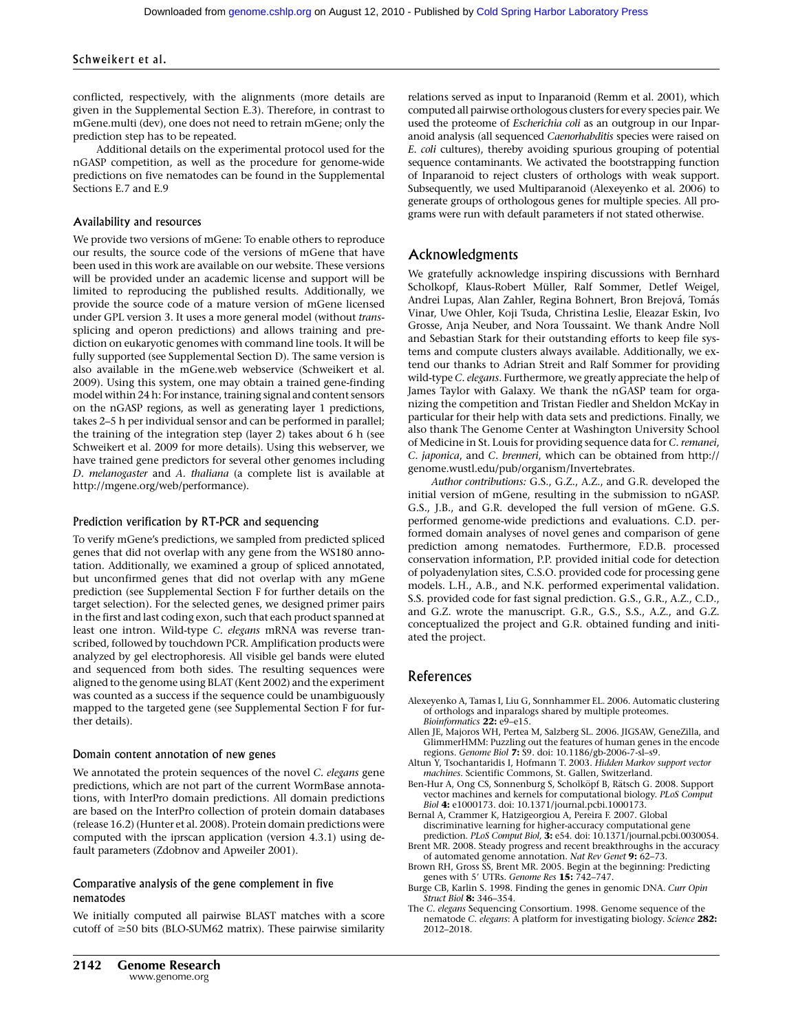conflicted, respectively, with the alignments (more details are given in the Supplemental Section E.3). Therefore, in contrast to mGene.multi (dev), one does not need to retrain mGene; only the prediction step has to be repeated.

Additional details on the experimental protocol used for the nGASP competition, as well as the procedure for genome-wide predictions on five nematodes can be found in the Supplemental Sections E.7 and E.9

### Availability and resources

We provide two versions of mGene: To enable others to reproduce our results, the source code of the versions of mGene that have been used in this work are available on our website. These versions will be provided under an academic license and support will be limited to reproducing the published results. Additionally, we provide the source code of a mature version of mGene licensed under GPL version 3. It uses a more general model (without *trans*-splicing and operon predictions) and allows training and prediction on eukaryotic genomes with command line tools. It will be fully supported (see Supplemental Section D). The same version is also available in the mGene.web webservice (Schweikert et al. 2009). Using this system, one may obtain a trained gene-finding model within 24 h: For instance, training signal and content sensors on the nGASP regions, as well as generating layer 1 predictions, takes 2–5 h per individual sensor and can be performed in parallel; the training of the integration step (layer 2) takes about 6 h (see Schweikert et al. 2009 for more details). Using this webserver, we have trained gene predictors for several other genomes including *D. melanogaster* and *A. thaliana* (a complete list is available at http://mgene.org/web/performance).

### Prediction verification by RT-PCR and sequencing

To verify mGene's predictions, we sampled from predicted spliced genes that did not overlap with any gene from the WS180 annotation. Additionally, we examined a group of spliced annotated, but unconfirmed genes that did not overlap with any mGene prediction (see Supplemental Section F for further details on the target selection). For the selected genes, we designed primer pairs in the first and last coding exon, such that each product spanned at least one intron. Wild-type *C. elegans* mRNA was reverse transcribed, followed by touchdown PCR. Amplification products were analyzed by gel electrophoresis. All visible gel bands were eluted and sequenced from both sides. The resulting sequences were aligned to the genome using BLAT (Kent 2002) and the experiment was counted as a success if the sequence could be unambiguously mapped to the targeted gene (see Supplemental Section F for further details).

### Domain content annotation of new genes

We annotated the protein sequences of the novel *C. elegans* gene predictions, which are not part of the current WormBase annotations, with InterPro domain predictions. All domain predictions are based on the InterPro collection of protein domain databases (release 16.2) (Hunter et al. 2008). Protein domain predictions were computed with the iprscan application (version 4.3.1) using default parameters (Zdobnov and Apweiler 2001).

### Comparative analysis of the gene complement in five nematodes

We initially computed all pairwise BLAST matches with a score cutoff of ≥50 bits (BLO-SUM62 matrix). These pairwise similarity relations served as input to Inparanoid (Remm et al. 2001), which computed all pairwise orthologous clusters for every species pair. We used the proteome of *Escherichia coli* as an outgroup in our Inparanoid analysis (all sequenced *Caenorhabditis* species were raised on *E. coli* cultures), thereby avoiding spurious grouping of potential sequence contaminants. We activated the bootstrapping function of Inparanoid to reject clusters of orthologs with weak support. Subsequently, we used Multiparanoid (Alexeyenko et al. 2006) to generate groups of orthologous genes for multiple species. All programs were run with default parameters if not stated otherwise.

## Acknowledgments

We gratefully acknowledge inspiring discussions with Bernhard Scholkopf, Klaus-Robert Müller, Ralf Sommer, Detlef Weigel, Andrei Lupas, Alan Zahler, Regina Bohnert, Bron Brejová, Tomás Vinar, Uwe Ohler, Koji Tsuda, Christina Leslie, Eleazar Eskin, Ivo Grosse, Anja Neuber, and Nora Toussaint. We thank Andre Noll and Sebastian Stark for their outstanding efforts to keep file systems and compute clusters always available. Additionally, we extend our thanks to Adrian Streit and Ralf Sommer for providing wild-type *C. elegans*. Furthermore, we greatly appreciate the help of James Taylor with Galaxy. We thank the nGASP team for organizing the competition and Tristan Fiedler and Sheldon McKay in particular for their help with data sets and predictions. Finally, we also thank The Genome Center at Washington University School of Medicine in St. Louis for providing sequence data for *C. remanei*, *C. japonica*, and *C. brenneri*, which can be obtained from http://genome.wustl.edu/pub/organism/Invertebrates.

*Author contributions:* G.S., G.Z., A.Z., and G.R. developed the initial version of mGene, resulting in the submission to nGASP. G.S., J.B., and G.R. developed the full version of mGene. G.S. performed genome-wide predictions and evaluations. C.D. performed domain analyses of novel genes and comparison of gene prediction among nematodes. Furthermore, F.D.B. processed conservation information, P.P. provided initial code for detection of polyadenylation sites, C.S.O. provided code for processing gene models. L.H., A.B., and N.K. performed experimental validation. S.S. provided code for fast signal prediction. G.S., G.R., A.Z., C.D., and G.Z. wrote the manuscript. G.R., G.S., S.S., A.Z., and G.Z. conceptualized the project and G.R. obtained funding and initiated the project.

## References

Alexeyenko A, Tamas I, Liu G, Sonnhammer EL. 2006. Automatic clustering of orthologs and inparalogs shared by multiple proteomes. *Bioinformatics* **22:** e9–e15.

Allen JE, Majoros WH, Pertea M, Salzberg SL. 2006. JIGSAW, GeneZilla, and GlimmerHMM: Puzzling out the features of human genes in the encode regions. *Genome Biol* **7:** S9. doi: 10.1186/gb-2006-7-sl–s9.

Altun Y, Tsochantaridis I, Hofmann T. 2003. *Hidden Markov support vector machines*. Scientific Commons, St. Gallen, Switzerland.

Ben-Hur A, Ong CS, Sonnenburg S, Schölkopf B, Rätsch G. 2008. Support vector machines and kernels for computational biology. *PLoS Comput Biol* **4:** e1000173. doi: 10.1371/journal.pcbi.1000173.

Bernal A, Crammer K, Hatzigeorgiou A, Pereira F. 2007. Global discriminative learning for higher-accuracy computational gene prediction. *PLoS Comput Biol*, **3:** e54. doi: 10.1371/journal.pcbi.0030054.

Brent MR. 2008. Steady progress and recent breakthroughs in the accuracy of automated genome annotation. *Nat Rev Genet* **9:** 62–73.

Brown RH, Gross SS, Brent MR. 2005. Begin at the beginning: Predicting genes with 5′ UTRs. *Genome Res* **15:** 742–747.

Burge CB, Karlin S. 1998. Finding the genes in genomic DNA. *Curr Opin Struct Biol* **8:** 346–354.

The *C. elegans* Sequencing Consortium. 1998. Genome sequence of the nematode *C. elegans*: A platform for investigating biology. *Science* **282:** 2012–2018.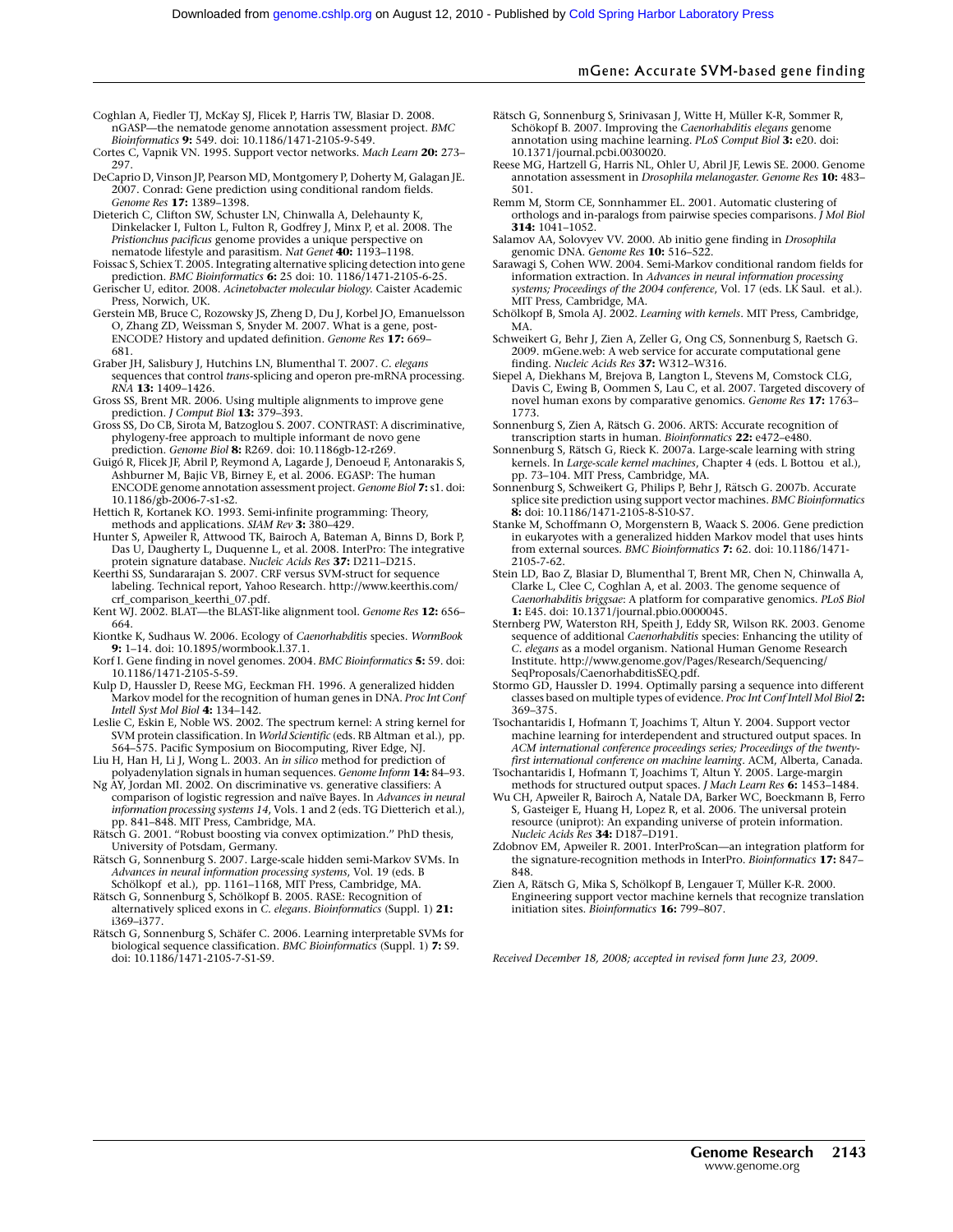Coghlan A, Fiedler TJ, McKay SJ, Flicek P, Harris TW, Blasiar D. 2008. nGASP—the nematode genome annotation assessment project. *BMC Bioinformatics* **9:** 549. doi: 10.1186/1471-2105-9-549.

Cortes C, Vapnik VN. 1995. Support vector networks. *Mach Learn* **20:** 273–297.

DeCaprio D, Vinson JP, Pearson MD, Montgomery P, Doherty M, Galagan JE. 2007. Conrad: Gene prediction using conditional random fields. *Genome Res* **17:** 1389–1398.

Dieterich C, Clifton SW, Schuster LN, Chinwalla A, Delehaunty K, Dinkelacker I, Fulton L, Fulton R, Godfrey J, Minx P, et al. 2008. The *Pristionchus pacificus* genome provides a unique perspective on nematode lifestyle and parasitism. *Nat Genet* **40:** 1193–1198.

Foissac S, Schiex T. 2005. Integrating alternative splicing detection into gene prediction. *BMC Bioinformatics* **6:** 25 doi: 10. 1186/1471-2105-6-25.

Gerischer U, editor. 2008. *Acinetobacter molecular biology*. Caister Academic Press, Norwich, UK.

Gerstein MB, Bruce C, Rozowsky JS, Zheng D, Du J, Korbel JO, Emanuelsson O, Zhang ZD, Weissman S, Snyder M. 2007. What is a gene, post-ENCODE? History and updated definition. *Genome Res* **17:** 669–681.

Graber JH, Salisbury J, Hutchins LN, Blumenthal T. 2007. *C. elegans* sequences that control *trans*-splicing and operon pre-mRNA processing. *RNA* **13:** 1409–1426.

Gross SS, Brent MR. 2006. Using multiple alignments to improve gene prediction. *J Comput Biol* **13:** 379–393.

Gross SS, Do CB, Sirota M, Batzoglou S. 2007. CONTRAST: A discriminative, phylogeny-free approach to multiple informant de novo gene prediction. *Genome Biol* **8:** R269. doi: 10.1186gb-12-r269.

Guigó R, Flicek JF, Abril P, Reymond A, Lagarde J, Denoeud F, Antonarakis S, Ashburner M, Bajic VB, Birney E, et al. 2006. EGASP: The human ENCODE genome annotation assessment project. *Genome Biol* **7:** s1. doi: 10.1186/gb-2006-7-s1-s2.

Hettich R, Kortanek KO. 1993. Semi-infinite programming: Theory, methods and applications. *SIAM Rev* **3:** 380–429.

Hunter S, Apweiler R, Attwood TK, Bairoch A, Bateman A, Binns D, Bork P, Das U, Daugherty L, Duquenne L, et al. 2008. InterPro: The integrative protein signature database. *Nucleic Acids Res* **37:** D211–D215.

Keerthi SS, Sundararajan S. 2007. CRF versus SVM-struct for sequence labeling. Technical report, Yahoo Research. http://www.keerthis.com/crf_comparison_keerthi_07.pdf.

Kent WJ. 2002. BLAT—the BLAST-like alignment tool. *Genome Res* **12:** 656–664.

Kiontke K, Sudhaus W. 2006. Ecology of *Caenorhabditis* species. *WormBook* **9:** 1–14. doi: 10.1895/wormbook.1.37.1.

Korf I. Gene finding in novel genomes. 2004. *BMC Bioinformatics* **5:** 59. doi: 10.1186/1471-2105-5-59.

Kulp D, Haussler D, Reese MG, Eeckman FH. 1996. A generalized hidden Markov model for the recognition of human genes in DNA. *Proc Int Conf Intell Syst Mol Biol* **4:** 134–142.

Leslie C, Eskin E, Noble WS. 2002. The spectrum kernel: A string kernel for SVM protein classification. In *World Scientific* (eds. RB Altman et al.), pp. 564–575. Pacific Symposium on Biocomputing, River Edge, NJ.

Liu H, Han H, Li J, Wong L. 2003. An *in silico* method for prediction of polyadenylation signals in human sequences. *Genome Inform* **14:** 84–93.

Ng AY, Jordan MI. 2002. On discriminative vs. generative classifiers: A comparison of logistic regression and naïve Bayes. In *Advances in neural information processing systems 14*, Vols. 1 and 2 (eds. TG Dietterich et al.), pp. 841–848. MIT Press, Cambridge, MA.

Rätsch G. 2001. "Robust boosting via convex optimization." PhD thesis, University of Potsdam, Germany.

Rätsch G, Sonnenburg S. 2007. Large-scale hidden semi-Markov SVMs. In *Advances in neural information processing systems*, Vol. 19 (eds. B Schölkopf et al.), pp. 1161–1168, MIT Press, Cambridge, MA.

Rätsch G, Sonnenburg S, Schölkopf B. 2005. RASE: Recognition of alternatively spliced exons in *C. elegans*. *Bioinformatics* (Suppl. 1) **21:** i369–i377.

Rätsch G, Sonnenburg S, Schäfer C. 2006. Learning interpretable SVMs for biological sequence classification. *BMC Bioinformatics* (Suppl. 1) **7:** S9. doi: 10.1186/1471-2105-7-S1-S9.

Rätsch G, Sonnenburg S, Srinivasan J, Witte H, Müller K-R, Sommer R, Schökopf B. 2007. Improving the *Caenorhabditis elegans* genome annotation using machine learning. *PLoS Comput Biol* **3:** e20. doi: 10.1371/journal.pcbi.0030020.

Reese MG, Hartzell G, Harris NL, Ohler U, Abril JF, Lewis SE. 2000. Genome annotation assessment in *Drosophila melanogaster*. *Genome Res* **10:** 483–501.

Remm M, Storm CE, Sonnhammer EL. 2001. Automatic clustering of orthologs and in-paralogs from pairwise species comparisons. *J Mol Biol* **314:** 1041–1052.

Salamov AA, Solovyev VV. 2000. Ab initio gene finding in *Drosophila* genomic DNA. *Genome Res* **10:** 516–522.

Sarawagi S, Cohen WW. 2004. Semi-Markov conditional random fields for information extraction. In *Advances in neural information processing systems; Proceedings of the 2004 conference*, Vol. 17 (eds. LK Saul. et al.). MIT Press, Cambridge, MA.

Schölkopf B, Smola AJ. 2002. *Learning with kernels*. MIT Press, Cambridge, MA.

Schweikert G, Behr J, Zien A, Zeller G, Ong CS, Sonnenburg S, Raetsch G. 2009. mGene.web: A web service for accurate computational gene finding. *Nucleic Acids Res* **37:** W312–W316.

Siepel A, Diekhans M, Brejova B, Langton L, Stevens M, Comstock CLG, Davis C, Ewing B, Oommen S, Lau C, et al. 2007. Targeted discovery of novel human exons by comparative genomics. *Genome Res* **17:** 1763–1773.

Sonnenburg S, Zien A, Rätsch G. 2006. ARTS: Accurate recognition of transcription starts in human. *Bioinformatics* **22:** e472–e480.

Sonnenburg S, Rätsch G, Rieck K. 2007a. Large-scale learning with string kernels. In *Large-scale kernel machines*, Chapter 4 (eds. L Bottou et al.), pp. 73–104. MIT Press, Cambridge, MA.

Sonnenburg S, Schweikert G, Philips P, Behr J, Rätsch G. 2007b. Accurate splice site prediction using support vector machines. *BMC Bioinformatics* **8:** doi: 10.1186/1471-2105-8-S10-S7.

Stanke M, Schoffmann O, Morgenstern B, Waack S. 2006. Gene prediction in eukaryotes with a generalized hidden Markov model that uses hints from external sources. *BMC Bioinformatics* **7:** 62. doi: 10.1186/1471-2105-7-62.

Stein LD, Bao Z, Blasiar D, Blumenthal T, Brent MR, Chen N, Chinwalla A, Clarke L, Clee C, Coghlan A, et al. 2003. The genome sequence of *Caenorhabditis briggsae*: A platform for comparative genomics. *PLoS Biol* **1:** E45. doi: 10.1371/journal.pbio.0000045.

Sternberg PW, Waterston RH, Speith J, Eddy SR, Wilson RK. 2003. Genome sequence of additional *Caenorhabditis* species: Enhancing the utility of *C. elegans* as a model organism. National Human Genome Research Institute. http://www.genome.gov/Pages/Research/Sequencing/SeqProposals/CaenorhabditisSEQ.pdf.

Stormo GD, Haussler D. 1994. Optimally parsing a sequence into different classes based on multiple types of evidence. *Proc Int Conf Intell Mol Biol* **2:** 369–375.

Tsochantaridis I, Hofmann T, Joachims T, Altun Y. 2004. Support vector machine learning for interdependent and structured output spaces. In *ACM international conference proceedings series; Proceedings of the twenty-first international conference on machine learning*. ACM, Alberta, Canada.

Tsochantaridis I, Hofmann T, Joachims T, Altun Y. 2005. Large-margin methods for structured output spaces. *J Mach Learn Res* **6:** 1453–1484.

Wu CH, Apweiler R, Bairoch A, Natale DA, Barker WC, Boeckmann B, Ferro S, Gasteiger E, Huang H, Lopez R, et al. 2006. The universal protein resource (uniprot): An expanding universe of protein information. *Nucleic Acids Res* **34:** D187–D191.

Zdobnov EM, Apweiler R. 2001. InterProScan—an integration platform for the signature-recognition methods in InterPro. *Bioinformatics* **17:** 847–848.

Zien A, Rätsch G, Mika S, Schölkopf B, Lengauer T, Müller K-R. 2000. Engineering support vector machine kernels that recognize translation initiation sites. *Bioinformatics* **16:** 799–807.

*Received December 18, 2008; accepted in revised form June 23, 2009.*